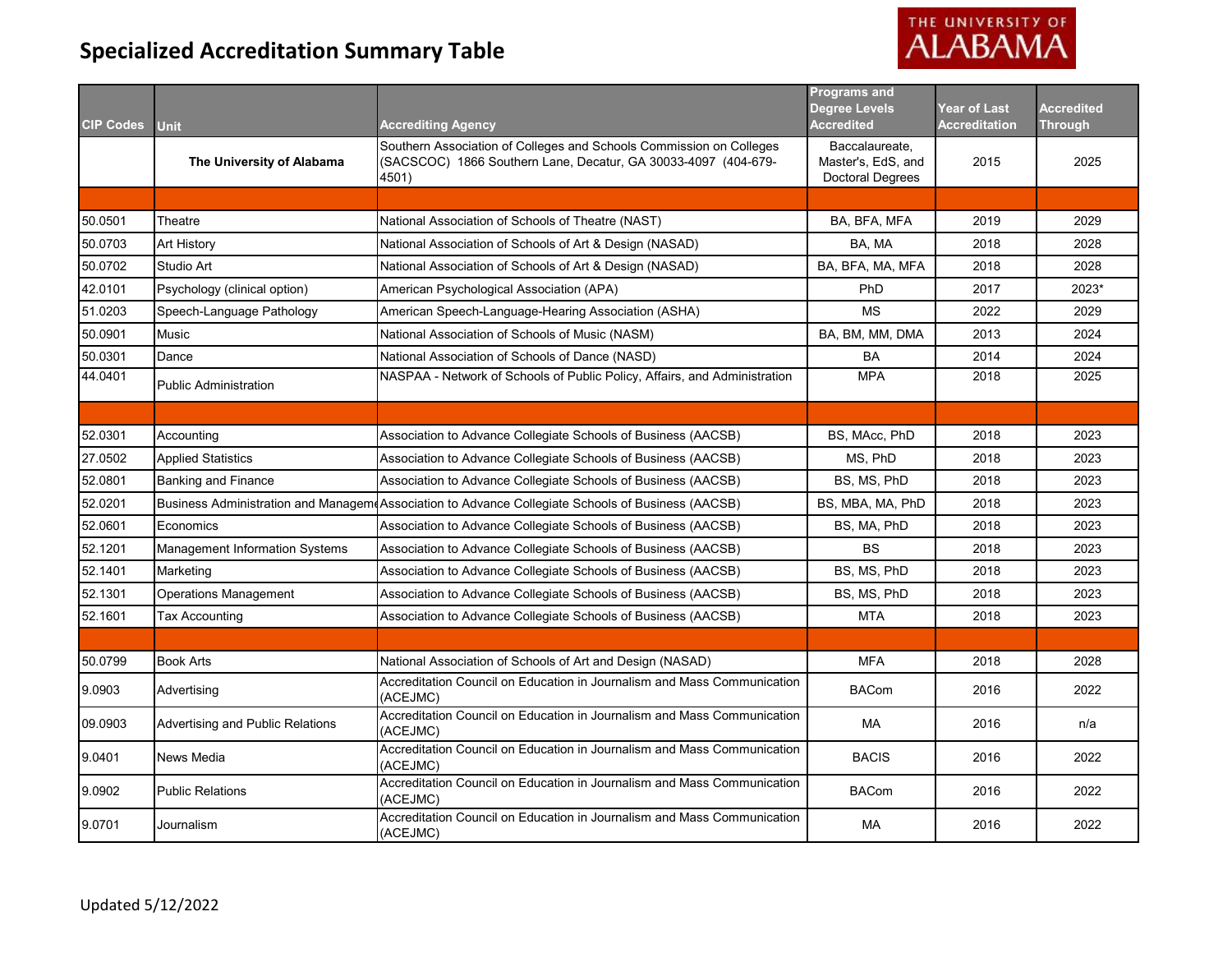# Specialized Accreditation Summary Table

| CIP Codes | Unit | Accrediting Agency | Programs and Degree Levels Accredited | Year of Last Accreditation | Accredited Through |
|---|---|---|---|---|---|
| | **The University of Alabama** | Southern Association of Colleges and Schools Commission on Colleges (SACSCOC) 1866 Southern Lane, Decatur, GA 30033-4097 (404-679-4501) | Baccalaureate, Master's, EdS, and Doctoral Degrees | 2015 | 2025 |
| | | | | | |
| 50.0501 | Theatre | National Association of Schools of Theatre (NAST) | BA, BFA, MFA | 2019 | 2029 |
| 50.0703 | Art History | National Association of Schools of Art & Design (NASAD) | BA, MA | 2018 | 2028 |
| 50.0702 | Studio Art | National Association of Schools of Art & Design (NASAD) | BA, BFA, MA, MFA | 2018 | 2028 |
| 42.0101 | Psychology (clinical option) | American Psychological Association (APA) | PhD | 2017 | 2023* |
| 51.0203 | Speech-Language Pathology | American Speech-Language-Hearing Association (ASHA) | MS | 2022 | 2029 |
| 50.0901 | Music | National Association of Schools of Music (NASM) | BA, BM, MM, DMA | 2013 | 2024 |
| 50.0301 | Dance | National Association of Schools of Dance (NASD) | BA | 2014 | 2024 |
| 44.0401 | Public Administration | NASPAA - Network of Schools of Public Policy, Affairs, and Administration | MPA | 2018 | 2025 |
| | | | | | |
| 52.0301 | Accounting | Association to Advance Collegiate Schools of Business (AACSB) | BS, MAcc, PhD | 2018 | 2023 |
| 27.0502 | Applied Statistics | Association to Advance Collegiate Schools of Business (AACSB) | MS, PhD | 2018 | 2023 |
| 52.0801 | Banking and Finance | Association to Advance Collegiate Schools of Business (AACSB) | BS, MS, PhD | 2018 | 2023 |
| 52.0201 | Business Administration and Manageme | Association to Advance Collegiate Schools of Business (AACSB) | BS, MBA, MA, PhD | 2018 | 2023 |
| 52.0601 | Economics | Association to Advance Collegiate Schools of Business (AACSB) | BS, MA, PhD | 2018 | 2023 |
| 52.1201 | Management Information Systems | Association to Advance Collegiate Schools of Business (AACSB) | BS | 2018 | 2023 |
| 52.1401 | Marketing | Association to Advance Collegiate Schools of Business (AACSB) | BS, MS, PhD | 2018 | 2023 |
| 52.1301 | Operations Management | Association to Advance Collegiate Schools of Business (AACSB) | BS, MS, PhD | 2018 | 2023 |
| 52.1601 | Tax Accounting | Association to Advance Collegiate Schools of Business (AACSB) | MTA | 2018 | 2023 |
| | | | | | |
| 50.0799 | Book Arts | National Association of Schools of Art and Design (NASAD) | MFA | 2018 | 2028 |
| 9.0903 | Advertising | Accreditation Council on Education in Journalism and Mass Communication (ACEJMC) | BACom | 2016 | 2022 |
| 09.0903 | Advertising and Public Relations | Accreditation Council on Education in Journalism and Mass Communication (ACEJMC) | MA | 2016 | n/a |
| 9.0401 | News Media | Accreditation Council on Education in Journalism and Mass Communication (ACEJMC) | BACIS | 2016 | 2022 |
| 9.0902 | Public Relations | Accreditation Council on Education in Journalism and Mass Communication (ACEJMC) | BACom | 2016 | 2022 |
| 9.0701 | Journalism | Accreditation Council on Education in Journalism and Mass Communication (ACEJMC) | MA | 2016 | 2022 |

Updated 5/12/2022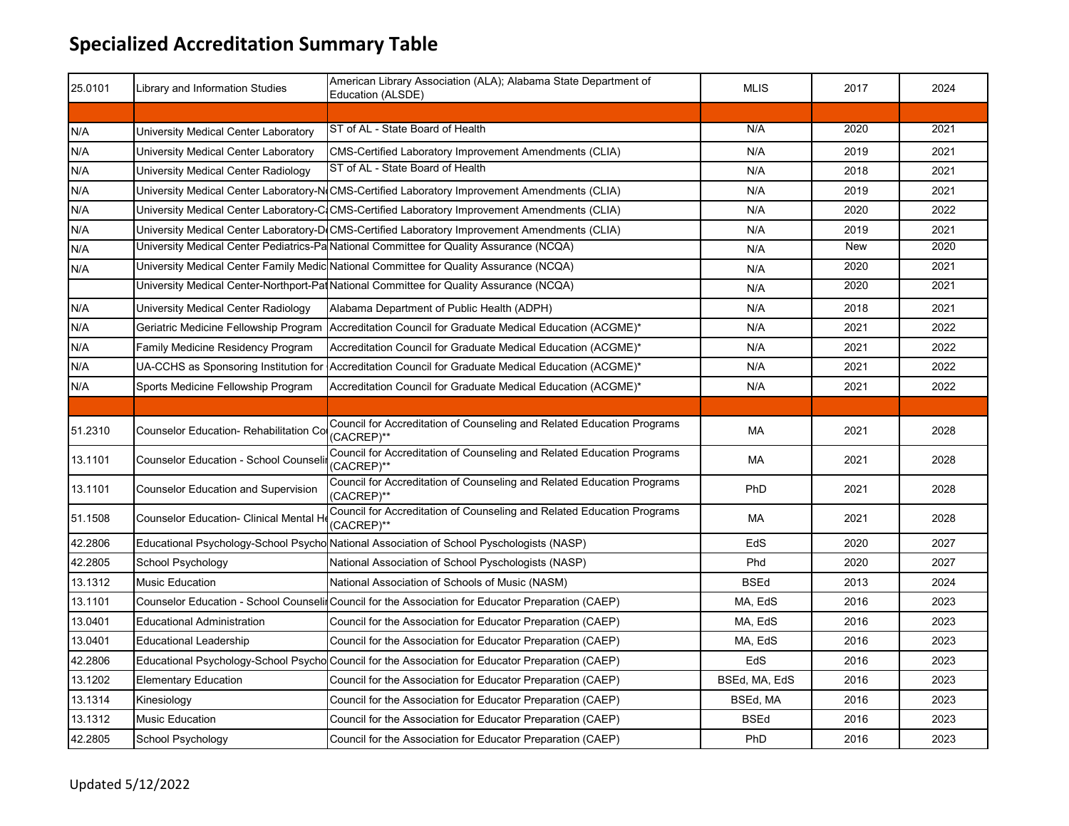# Specialized Accreditation Summary Table

| | | | | | |
|---|---|---|---|---|---|
| 25.0101 | Library and Information Studies | American Library Association (ALA); Alabama State Department of Education (ALSDE) | MLIS | 2017 | 2024 |
| | | | | | |
| N/A | University Medical Center Laboratory | ST of AL - State Board of Health | N/A | 2020 | 2021 |
| N/A | University Medical Center Laboratory | CMS-Certified Laboratory Improvement Amendments (CLIA) | N/A | 2019 | 2021 |
| N/A | University Medical Center Radiology | ST of AL - State Board of Health | N/A | 2018 | 2021 |
| N/A | University Medical Center Laboratory-N | CMS-Certified Laboratory Improvement Amendments (CLIA) | N/A | 2019 | 2021 |
| N/A | University Medical Center Laboratory-C | CMS-Certified Laboratory Improvement Amendments (CLIA) | N/A | 2020 | 2022 |
| N/A | University Medical Center Laboratory-D | CMS-Certified Laboratory Improvement Amendments (CLIA) | N/A | 2019 | 2021 |
| N/A | University Medical Center Pediatrics-Pa | National Committee for Quality Assurance (NCQA) | N/A | New | 2020 |
| N/A | University Medical Center Family Medic | National Committee for Quality Assurance (NCQA) | N/A | 2020 | 2021 |
| | University Medical Center-Northport-Pat | National Committee for Quality Assurance (NCQA) | N/A | 2020 | 2021 |
| N/A | University Medical Center Radiology | Alabama Department of Public Health (ADPH) | N/A | 2018 | 2021 |
| N/A | Geriatric Medicine Fellowship Program | Accreditation Council for Graduate Medical Education (ACGME)* | N/A | 2021 | 2022 |
| N/A | Family Medicine Residency Program | Accreditation Council for Graduate Medical Education (ACGME)* | N/A | 2021 | 2022 |
| N/A | UA-CCHS as Sponsoring Institution for | Accreditation Council for Graduate Medical Education (ACGME)* | N/A | 2021 | 2022 |
| N/A | Sports Medicine Fellowship Program | Accreditation Council for Graduate Medical Education (ACGME)* | N/A | 2021 | 2022 |
| | | | | | |
| 51.2310 | Counselor Education- Rehabilitation Co | Council for Accreditation of Counseling and Related Education Programs (CACREP)** | MA | 2021 | 2028 |
| 13.1101 | Counselor Education - School Counseli | Council for Accreditation of Counseling and Related Education Programs (CACREP)** | MA | 2021 | 2028 |
| 13.1101 | Counselor Education and Supervision | Council for Accreditation of Counseling and Related Education Programs (CACREP)** | PhD | 2021 | 2028 |
| 51.1508 | Counselor Education- Clinical Mental He | Council for Accreditation of Counseling and Related Education Programs (CACREP)** | MA | 2021 | 2028 |
| 42.2806 | Educational Psychology-School Psycho | National Association of School Pyschologists (NASP) | EdS | 2020 | 2027 |
| 42.2805 | School Psychology | National Association of School Pyschologists (NASP) | Phd | 2020 | 2027 |
| 13.1312 | Music Education | National Association of Schools of Music (NASM) | BSEd | 2013 | 2024 |
| 13.1101 | Counselor Education - School Counseli | Council for the Association for Educator Preparation (CAEP) | MA, EdS | 2016 | 2023 |
| 13.0401 | Educational Administration | Council for the Association for Educator Preparation (CAEP) | MA, EdS | 2016 | 2023 |
| 13.0401 | Educational Leadership | Council for the Association for Educator Preparation (CAEP) | MA, EdS | 2016 | 2023 |
| 42.2806 | Educational Psychology-School Psycho | Council for the Association for Educator Preparation (CAEP) | EdS | 2016 | 2023 |
| 13.1202 | Elementary Education | Council for the Association for Educator Preparation (CAEP) | BSEd, MA, EdS | 2016 | 2023 |
| 13.1314 | Kinesiology | Council for the Association for Educator Preparation (CAEP) | BSEd, MA | 2016 | 2023 |
| 13.1312 | Music Education | Council for the Association for Educator Preparation (CAEP) | BSEd | 2016 | 2023 |
| 42.2805 | School Psychology | Council for the Association for Educator Preparation (CAEP) | PhD | 2016 | 2023 |

Updated 5/12/2022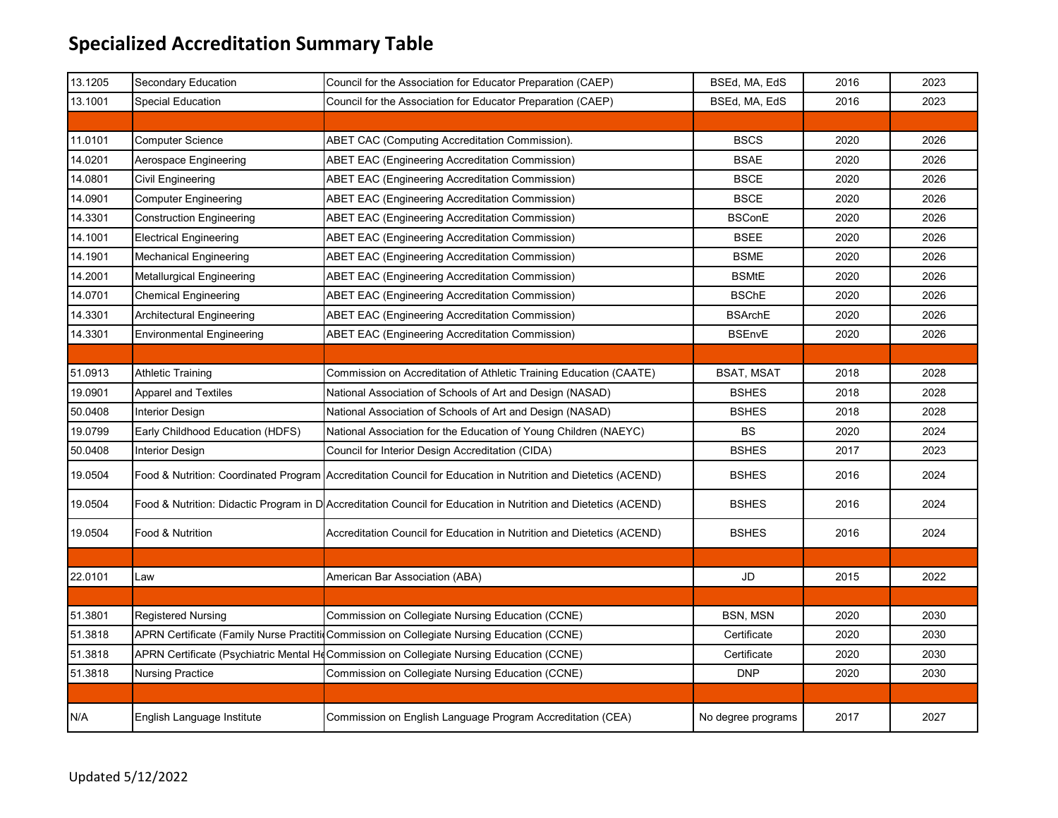# Specialized Accreditation Summary Table

| | | | | | |
|---|---|---|---|---|---|
| 13.1205 | Secondary Education | Council for the Association for Educator Preparation (CAEP) | BSEd, MA, EdS | 2016 | 2023 |
| 13.1001 | Special Education | Council for the Association for Educator Preparation (CAEP) | BSEd, MA, EdS | 2016 | 2023 |
| | | | | | |
| 11.0101 | Computer Science | ABET CAC (Computing Accreditation Commission). | BSCS | 2020 | 2026 |
| 14.0201 | Aerospace Engineering | ABET EAC (Engineering Accreditation Commission) | BSAE | 2020 | 2026 |
| 14.0801 | Civil Engineering | ABET EAC (Engineering Accreditation Commission) | BSCE | 2020 | 2026 |
| 14.0901 | Computer Engineering | ABET EAC (Engineering Accreditation Commission) | BSCE | 2020 | 2026 |
| 14.3301 | Construction Engineering | ABET EAC (Engineering Accreditation Commission) | BSConE | 2020 | 2026 |
| 14.1001 | Electrical Engineering | ABET EAC (Engineering Accreditation Commission) | BSEE | 2020 | 2026 |
| 14.1901 | Mechanical Engineering | ABET EAC (Engineering Accreditation Commission) | BSME | 2020 | 2026 |
| 14.2001 | Metallurgical Engineering | ABET EAC (Engineering Accreditation Commission) | BSMtE | 2020 | 2026 |
| 14.0701 | Chemical Engineering | ABET EAC (Engineering Accreditation Commission) | BSChE | 2020 | 2026 |
| 14.3301 | Architectural Engineering | ABET EAC (Engineering Accreditation Commission) | BSArchE | 2020 | 2026 |
| 14.3301 | Environmental Engineering | ABET EAC (Engineering Accreditation Commission) | BSEnvE | 2020 | 2026 |
| | | | | | |
| 51.0913 | Athletic Training | Commission on Accreditation of Athletic Training Education (CAATE) | BSAT, MSAT | 2018 | 2028 |
| 19.0901 | Apparel and Textiles | National Association of Schools of Art and Design (NASAD) | BSHES | 2018 | 2028 |
| 50.0408 | Interior Design | National Association of Schools of Art and Design (NASAD) | BSHES | 2018 | 2028 |
| 19.0799 | Early Childhood Education (HDFS) | National Association for the Education of Young Children (NAEYC) | BS | 2020 | 2024 |
| 50.0408 | Interior Design | Council for Interior Design Accreditation (CIDA) | BSHES | 2017 | 2023 |
| 19.0504 | Food & Nutrition: Coordinated Program | Accreditation Council for Education in Nutrition and Dietetics (ACEND) | BSHES | 2016 | 2024 |
| 19.0504 | Food & Nutrition: Didactic Program in D | Accreditation Council for Education in Nutrition and Dietetics (ACEND) | BSHES | 2016 | 2024 |
| 19.0504 | Food & Nutrition | Accreditation Council for Education in Nutrition and Dietetics (ACEND) | BSHES | 2016 | 2024 |
| | | | | | |
| 22.0101 | Law | American Bar Association (ABA) | JD | 2015 | 2022 |
| | | | | | |
| 51.3801 | Registered Nursing | Commission on Collegiate Nursing Education (CCNE) | BSN, MSN | 2020 | 2030 |
| 51.3818 | APRN Certificate (Family Nurse Practiti | Commission on Collegiate Nursing Education (CCNE) | Certificate | 2020 | 2030 |
| 51.3818 | APRN Certificate (Psychiatric Mental He | Commission on Collegiate Nursing Education (CCNE) | Certificate | 2020 | 2030 |
| 51.3818 | Nursing Practice | Commission on Collegiate Nursing Education (CCNE) | DNP | 2020 | 2030 |
| | | | | | |
| N/A | English Language Institute | Commission on English Language Program Accreditation (CEA) | No degree programs | 2017 | 2027 |

Updated 5/12/2022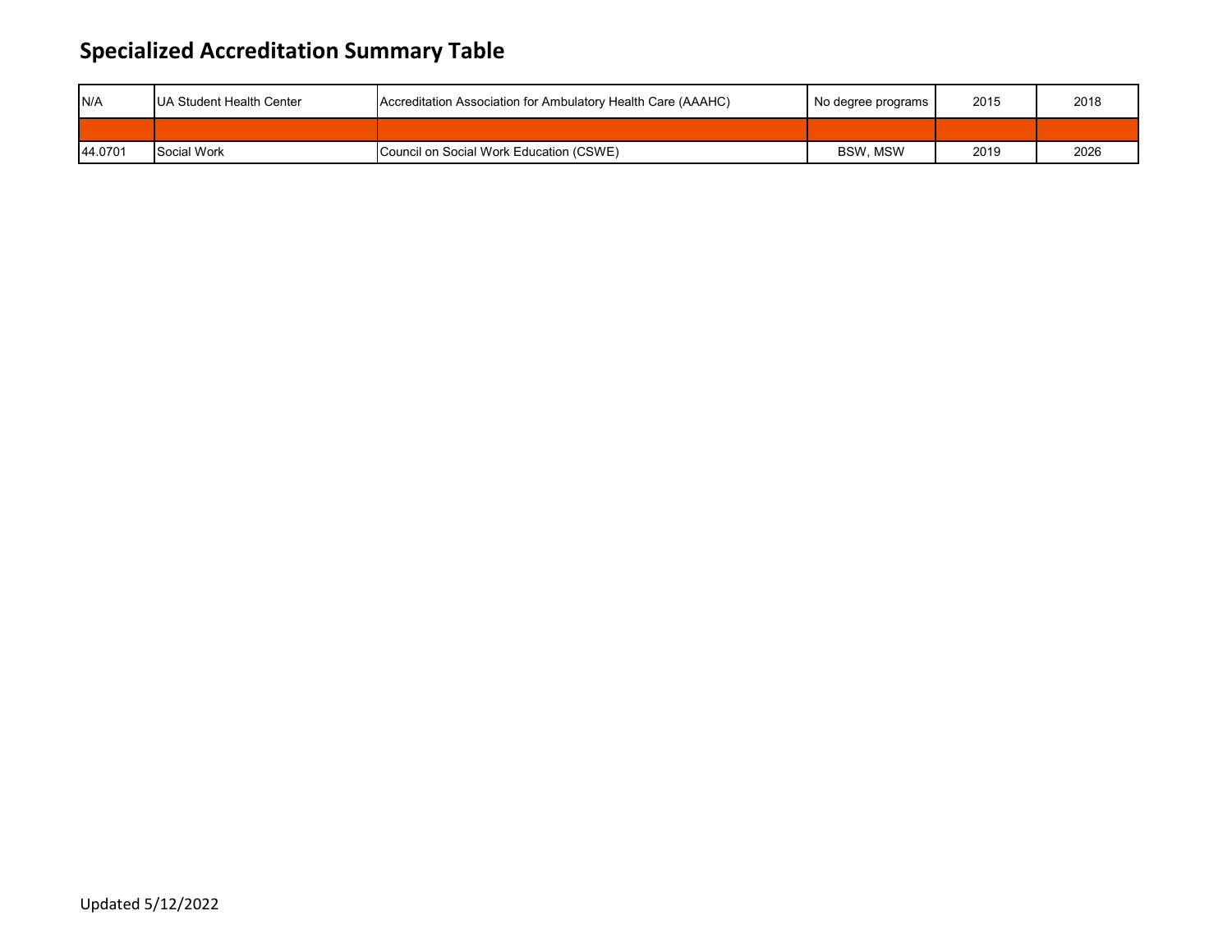## Specialized Accreditation Summary Table

| | | | | | |
|---|---|---|---|---|---|
| N/A | UA Student Health Center | Accreditation Association for Ambulatory Health Care (AAAHC) | No degree programs | 2015 | 2018 |
| | | | | | |
| 44.0701 | Social Work | Council on Social Work Education (CSWE) | BSW, MSW | 2019 | 2026 |

Updated 5/12/2022